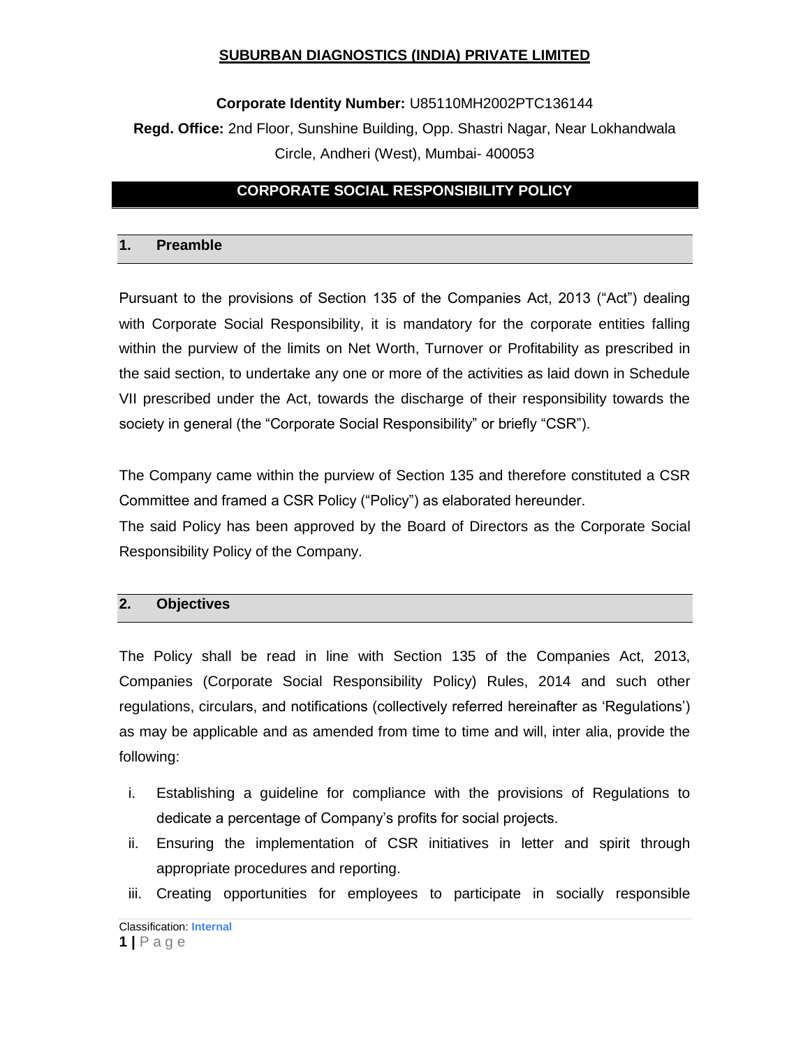# SUBURBAN DIAGNOSTICS (INDIA) PRIVATE LIMITED

**Corporate Identity Number:** U85110MH2002PTC136144

**Regd. Office:** 2nd Floor, Sunshine Building, Opp. Shastri Nagar, Near Lokhandwala Circle, Andheri (West), Mumbai- 400053

## CORPORATE SOCIAL RESPONSIBILITY POLICY

### 1. Preamble

Pursuant to the provisions of Section 135 of the Companies Act, 2013 ("Act") dealing with Corporate Social Responsibility, it is mandatory for the corporate entities falling within the purview of the limits on Net Worth, Turnover or Profitability as prescribed in the said section, to undertake any one or more of the activities as laid down in Schedule VII prescribed under the Act, towards the discharge of their responsibility towards the society in general (the "Corporate Social Responsibility" or briefly "CSR").

The Company came within the purview of Section 135 and therefore constituted a CSR Committee and framed a CSR Policy ("Policy") as elaborated hereunder.

The said Policy has been approved by the Board of Directors as the Corporate Social Responsibility Policy of the Company.

### 2. Objectives

The Policy shall be read in line with Section 135 of the Companies Act, 2013, Companies (Corporate Social Responsibility Policy) Rules, 2014 and such other regulations, circulars, and notifications (collectively referred hereinafter as 'Regulations') as may be applicable and as amended from time to time and will, inter alia, provide the following:

i. Establishing a guideline for compliance with the provisions of Regulations to dedicate a percentage of Company's profits for social projects.

ii. Ensuring the implementation of CSR initiatives in letter and spirit through appropriate procedures and reporting.

iii. Creating opportunities for employees to participate in socially responsible

Classification: Internal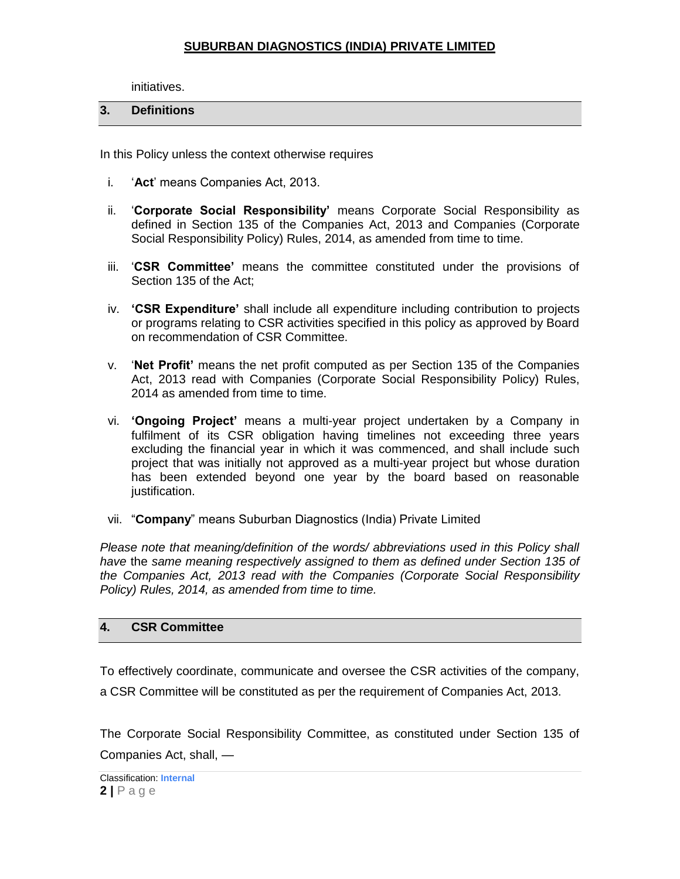initiatives.

## 3. Definitions

In this Policy unless the context otherwise requires

i. '**Act**' means Companies Act, 2013.

ii. '**Corporate Social Responsibility'** means Corporate Social Responsibility as defined in Section 135 of the Companies Act, 2013 and Companies (Corporate Social Responsibility Policy) Rules, 2014, as amended from time to time.

iii. '**CSR Committee'** means the committee constituted under the provisions of Section 135 of the Act;

iv. **'CSR Expenditure'** shall include all expenditure including contribution to projects or programs relating to CSR activities specified in this policy as approved by Board on recommendation of CSR Committee.

v. '**Net Profit'** means the net profit computed as per Section 135 of the Companies Act, 2013 read with Companies (Corporate Social Responsibility Policy) Rules, 2014 as amended from time to time.

vi. **'Ongoing Project'** means a multi-year project undertaken by a Company in fulfilment of its CSR obligation having timelines not exceeding three years excluding the financial year in which it was commenced, and shall include such project that was initially not approved as a multi-year project but whose duration has been extended beyond one year by the board based on reasonable justification.

vii. "**Company**" means Suburban Diagnostics (India) Private Limited

*Please note that meaning/definition of the words/ abbreviations used in this Policy shall have* the *same meaning respectively assigned to them as defined under Section 135 of the Companies Act, 2013 read with the Companies (Corporate Social Responsibility Policy) Rules, 2014, as amended from time to time.*

## 4. CSR Committee

To effectively coordinate, communicate and oversee the CSR activities of the company, a CSR Committee will be constituted as per the requirement of Companies Act, 2013.

The Corporate Social Responsibility Committee, as constituted under Section 135 of Companies Act, shall, —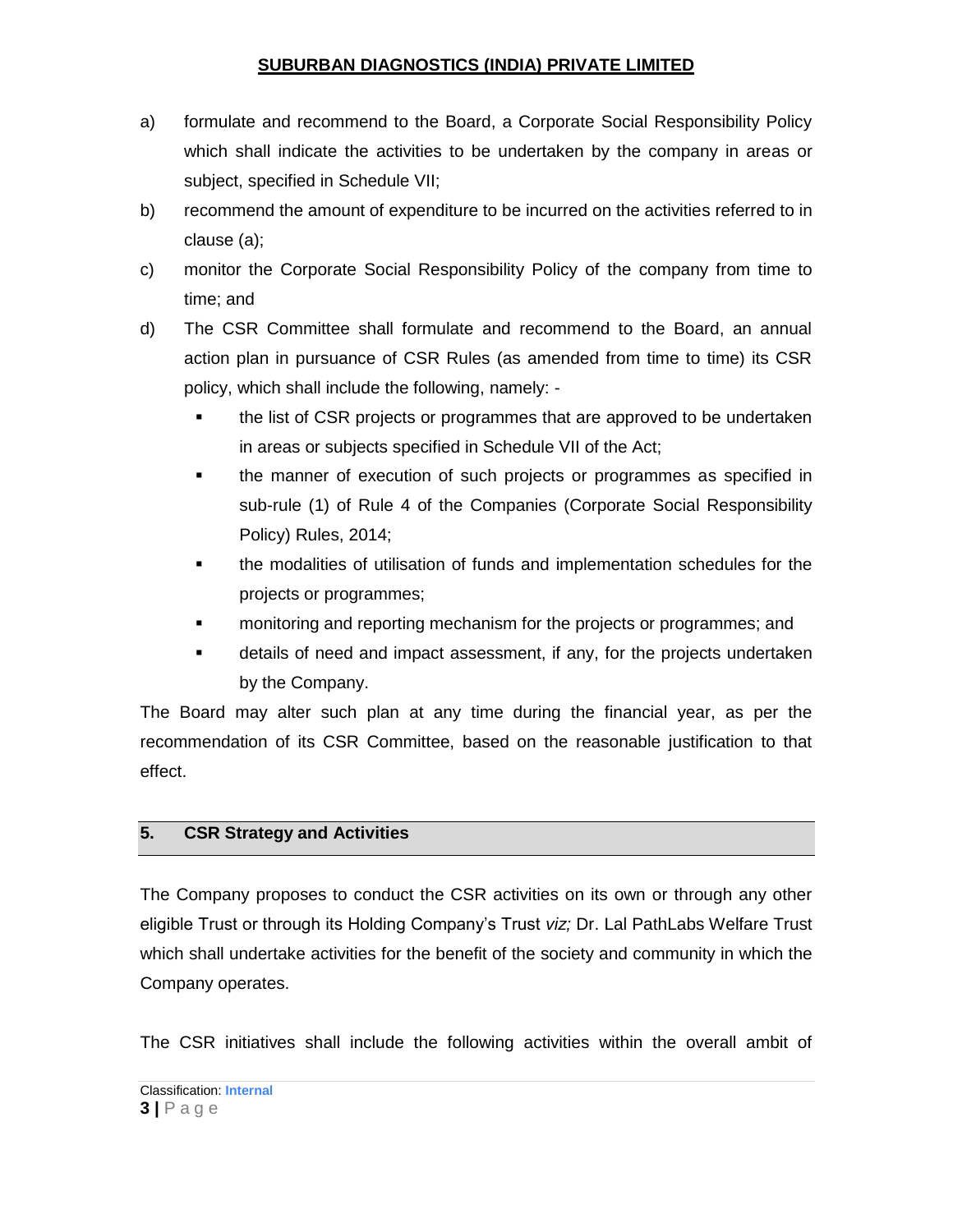a) formulate and recommend to the Board, a Corporate Social Responsibility Policy which shall indicate the activities to be undertaken by the company in areas or subject, specified in Schedule VII;

b) recommend the amount of expenditure to be incurred on the activities referred to in clause (a);

c) monitor the Corporate Social Responsibility Policy of the company from time to time; and

d) The CSR Committee shall formulate and recommend to the Board, an annual action plan in pursuance of CSR Rules (as amended from time to time) its CSR policy, which shall include the following, namely: -

   - the list of CSR projects or programmes that are approved to be undertaken in areas or subjects specified in Schedule VII of the Act;
   - the manner of execution of such projects or programmes as specified in sub-rule (1) of Rule 4 of the Companies (Corporate Social Responsibility Policy) Rules, 2014;
   - the modalities of utilisation of funds and implementation schedules for the projects or programmes;
   - monitoring and reporting mechanism for the projects or programmes; and
   - details of need and impact assessment, if any, for the projects undertaken by the Company.

The Board may alter such plan at any time during the financial year, as per the recommendation of its CSR Committee, based on the reasonable justification to that effect.

## 5. CSR Strategy and Activities

The Company proposes to conduct the CSR activities on its own or through any other eligible Trust or through its Holding Company's Trust *viz;* Dr. Lal PathLabs Welfare Trust which shall undertake activities for the benefit of the society and community in which the Company operates.

The CSR initiatives shall include the following activities within the overall ambit of

Classification: **Internal**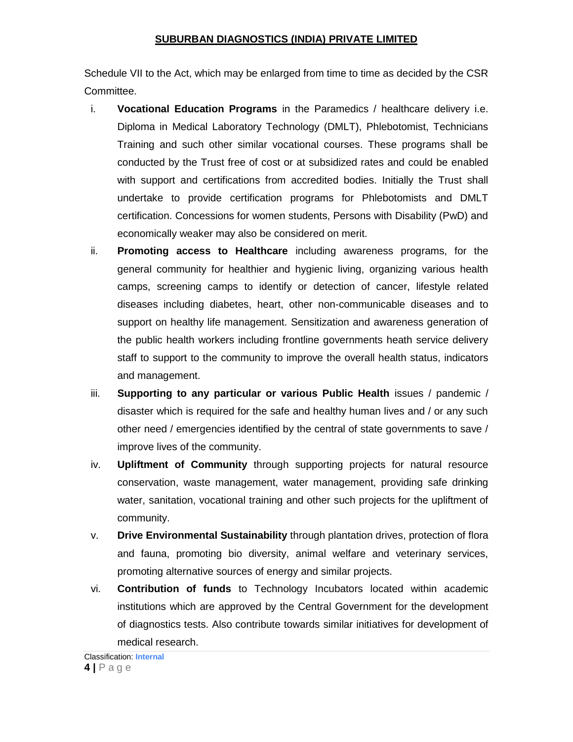Schedule VII to the Act, which may be enlarged from time to time as decided by the CSR Committee.

i. **Vocational Education Programs** in the Paramedics / healthcare delivery i.e. Diploma in Medical Laboratory Technology (DMLT), Phlebotomist, Technicians Training and such other similar vocational courses. These programs shall be conducted by the Trust free of cost or at subsidized rates and could be enabled with support and certifications from accredited bodies. Initially the Trust shall undertake to provide certification programs for Phlebotomists and DMLT certification. Concessions for women students, Persons with Disability (PwD) and economically weaker may also be considered on merit.

ii. **Promoting access to Healthcare** including awareness programs, for the general community for healthier and hygienic living, organizing various health camps, screening camps to identify or detection of cancer, lifestyle related diseases including diabetes, heart, other non-communicable diseases and to support on healthy life management. Sensitization and awareness generation of the public health workers including frontline governments heath service delivery staff to support to the community to improve the overall health status, indicators and management.

iii. **Supporting to any particular or various Public Health** issues / pandemic / disaster which is required for the safe and healthy human lives and / or any such other need / emergencies identified by the central of state governments to save / improve lives of the community.

iv. **Upliftment of Community** through supporting projects for natural resource conservation, waste management, water management, providing safe drinking water, sanitation, vocational training and other such projects for the upliftment of community.

v. **Drive Environmental Sustainability** through plantation drives, protection of flora and fauna, promoting bio diversity, animal welfare and veterinary services, promoting alternative sources of energy and similar projects.

vi. **Contribution of funds** to Technology Incubators located within academic institutions which are approved by the Central Government for the development of diagnostics tests. Also contribute towards similar initiatives for development of medical research.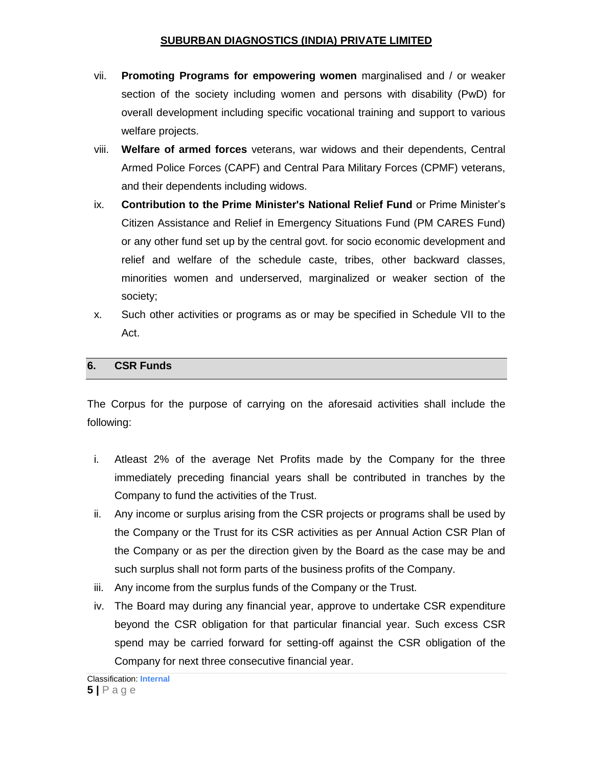vii. **Promoting Programs for empowering women** marginalised and / or weaker section of the society including women and persons with disability (PwD) for overall development including specific vocational training and support to various welfare projects.

viii. **Welfare of armed forces** veterans, war widows and their dependents, Central Armed Police Forces (CAPF) and Central Para Military Forces (CPMF) veterans, and their dependents including widows.

ix. **Contribution to the Prime Minister's National Relief Fund** or Prime Minister's Citizen Assistance and Relief in Emergency Situations Fund (PM CARES Fund) or any other fund set up by the central govt. for socio economic development and relief and welfare of the schedule caste, tribes, other backward classes, minorities women and underserved, marginalized or weaker section of the society;

x. Such other activities or programs as or may be specified in Schedule VII to the Act.

## 6. CSR Funds

The Corpus for the purpose of carrying on the aforesaid activities shall include the following:

i. Atleast 2% of the average Net Profits made by the Company for the three immediately preceding financial years shall be contributed in tranches by the Company to fund the activities of the Trust.

ii. Any income or surplus arising from the CSR projects or programs shall be used by the Company or the Trust for its CSR activities as per Annual Action CSR Plan of the Company or as per the direction given by the Board as the case may be and such surplus shall not form parts of the business profits of the Company.

iii. Any income from the surplus funds of the Company or the Trust.

iv. The Board may during any financial year, approve to undertake CSR expenditure beyond the CSR obligation for that particular financial year. Such excess CSR spend may be carried forward for setting-off against the CSR obligation of the Company for next three consecutive financial year.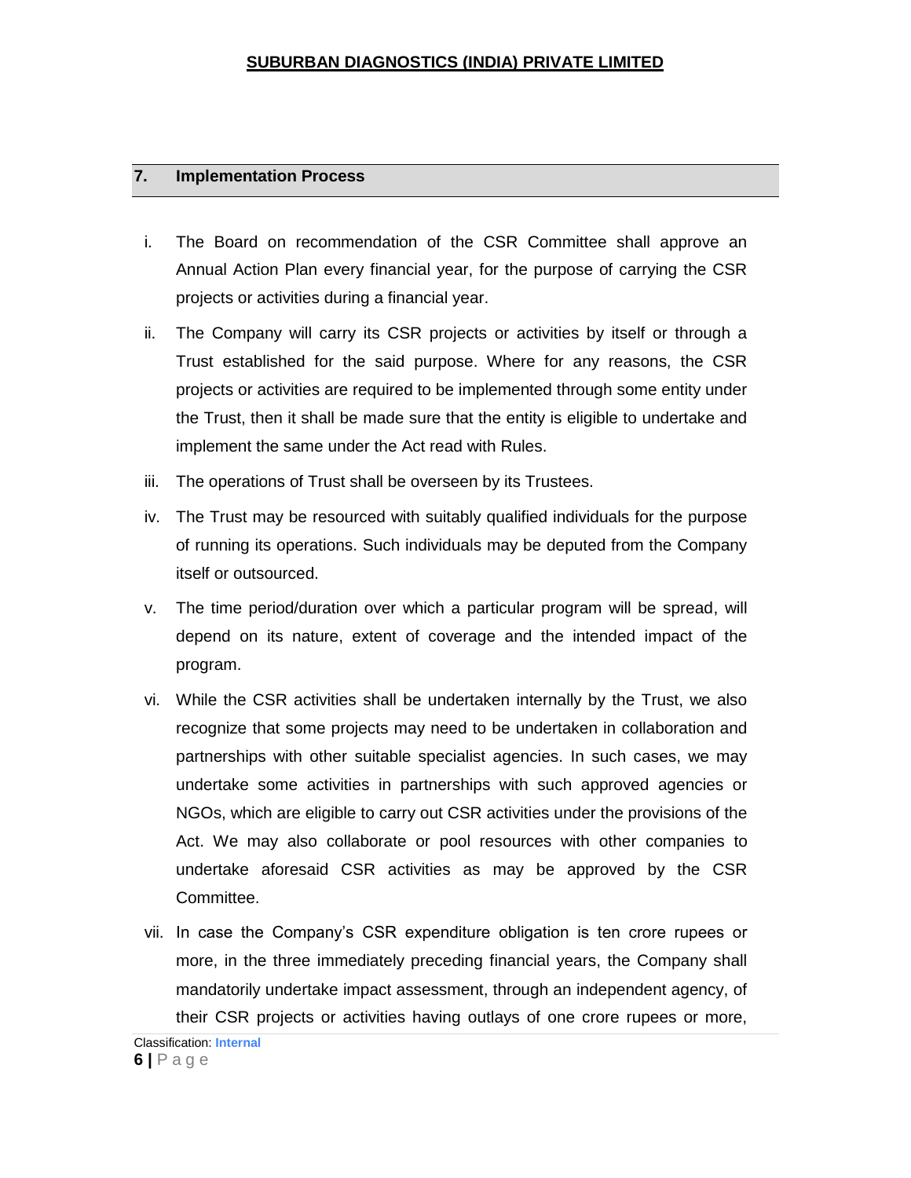## 7. Implementation Process

i. The Board on recommendation of the CSR Committee shall approve an Annual Action Plan every financial year, for the purpose of carrying the CSR projects or activities during a financial year.

ii. The Company will carry its CSR projects or activities by itself or through a Trust established for the said purpose. Where for any reasons, the CSR projects or activities are required to be implemented through some entity under the Trust, then it shall be made sure that the entity is eligible to undertake and implement the same under the Act read with Rules.

iii. The operations of Trust shall be overseen by its Trustees.

iv. The Trust may be resourced with suitably qualified individuals for the purpose of running its operations. Such individuals may be deputed from the Company itself or outsourced.

v. The time period/duration over which a particular program will be spread, will depend on its nature, extent of coverage and the intended impact of the program.

vi. While the CSR activities shall be undertaken internally by the Trust, we also recognize that some projects may need to be undertaken in collaboration and partnerships with other suitable specialist agencies. In such cases, we may undertake some activities in partnerships with such approved agencies or NGOs, which are eligible to carry out CSR activities under the provisions of the Act. We may also collaborate or pool resources with other companies to undertake aforesaid CSR activities as may be approved by the CSR Committee.

vii. In case the Company's CSR expenditure obligation is ten crore rupees or more, in the three immediately preceding financial years, the Company shall mandatorily undertake impact assessment, through an independent agency, of their CSR projects or activities having outlays of one crore rupees or more,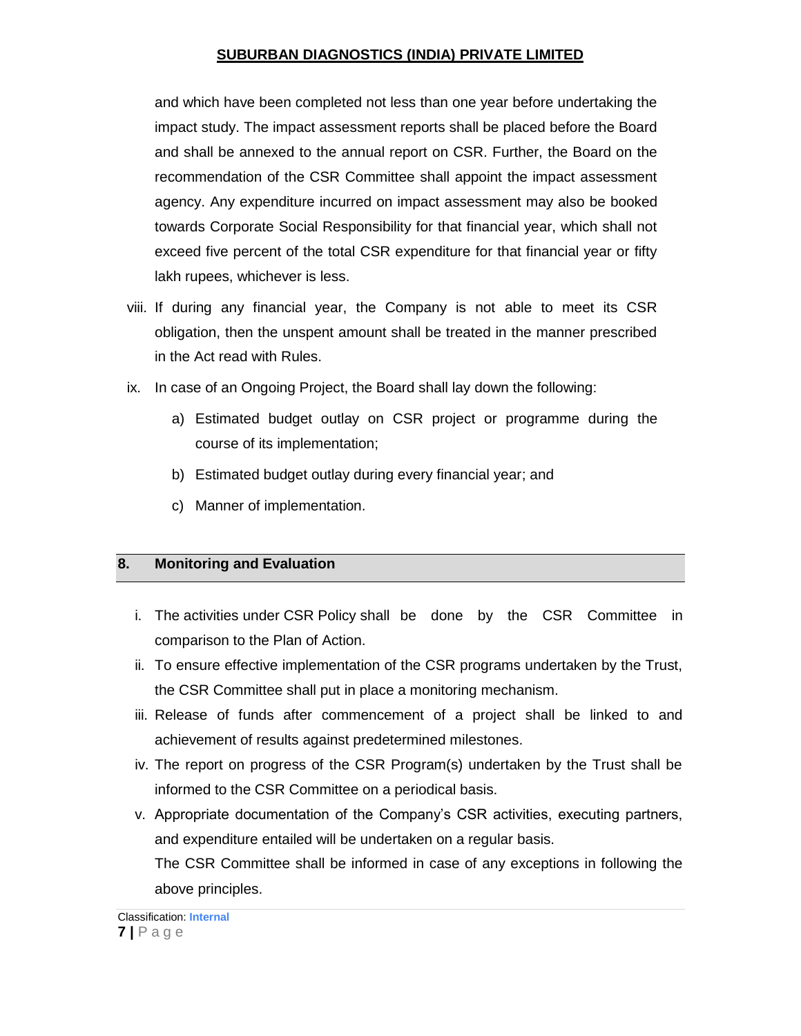and which have been completed not less than one year before undertaking the impact study. The impact assessment reports shall be placed before the Board and shall be annexed to the annual report on CSR. Further, the Board on the recommendation of the CSR Committee shall appoint the impact assessment agency. Any expenditure incurred on impact assessment may also be booked towards Corporate Social Responsibility for that financial year, which shall not exceed five percent of the total CSR expenditure for that financial year or fifty lakh rupees, whichever is less.

viii. If during any financial year, the Company is not able to meet its CSR obligation, then the unspent amount shall be treated in the manner prescribed in the Act read with Rules.

ix. In case of an Ongoing Project, the Board shall lay down the following:

   a) Estimated budget outlay on CSR project or programme during the course of its implementation;

   b) Estimated budget outlay during every financial year; and

   c) Manner of implementation.

## 8. Monitoring and Evaluation

i. The activities under CSR Policy shall be done by the CSR Committee in comparison to the Plan of Action.

ii. To ensure effective implementation of the CSR programs undertaken by the Trust, the CSR Committee shall put in place a monitoring mechanism.

iii. Release of funds after commencement of a project shall be linked to and achievement of results against predetermined milestones.

iv. The report on progress of the CSR Program(s) undertaken by the Trust shall be informed to the CSR Committee on a periodical basis.

v. Appropriate documentation of the Company's CSR activities, executing partners, and expenditure entailed will be undertaken on a regular basis.

   The CSR Committee shall be informed in case of any exceptions in following the above principles.

Classification: **Internal**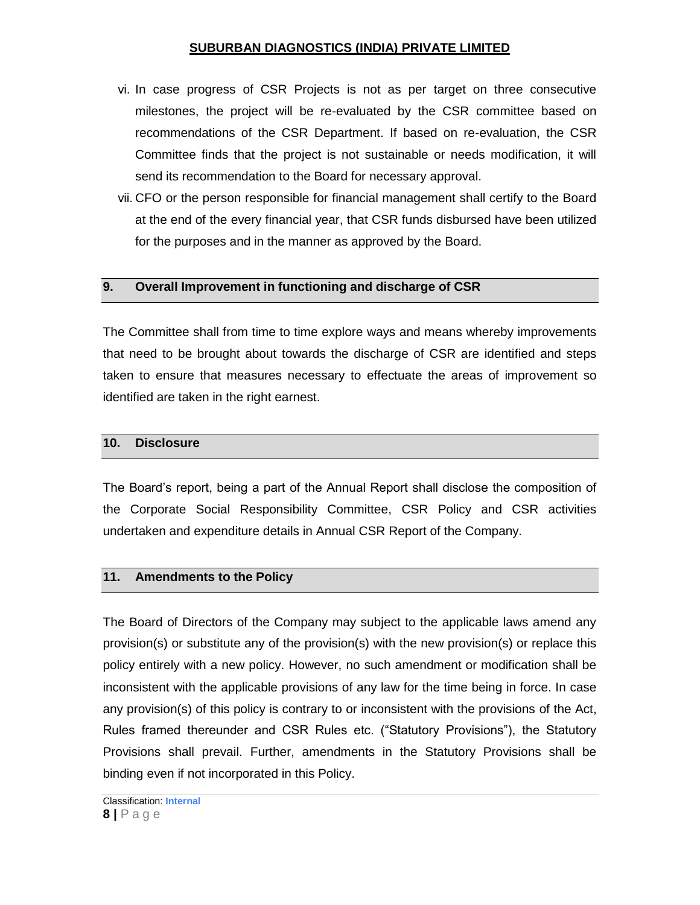vi. In case progress of CSR Projects is not as per target on three consecutive milestones, the project will be re-evaluated by the CSR committee based on recommendations of the CSR Department. If based on re-evaluation, the CSR Committee finds that the project is not sustainable or needs modification, it will send its recommendation to the Board for necessary approval.

vii. CFO or the person responsible for financial management shall certify to the Board at the end of the every financial year, that CSR funds disbursed have been utilized for the purposes and in the manner as approved by the Board.

## 9. Overall Improvement in functioning and discharge of CSR

The Committee shall from time to time explore ways and means whereby improvements that need to be brought about towards the discharge of CSR are identified and steps taken to ensure that measures necessary to effectuate the areas of improvement so identified are taken in the right earnest.

## 10. Disclosure

The Board's report, being a part of the Annual Report shall disclose the composition of the Corporate Social Responsibility Committee, CSR Policy and CSR activities undertaken and expenditure details in Annual CSR Report of the Company.

## 11. Amendments to the Policy

The Board of Directors of the Company may subject to the applicable laws amend any provision(s) or substitute any of the provision(s) with the new provision(s) or replace this policy entirely with a new policy. However, no such amendment or modification shall be inconsistent with the applicable provisions of any law for the time being in force. In case any provision(s) of this policy is contrary to or inconsistent with the provisions of the Act, Rules framed thereunder and CSR Rules etc. ("Statutory Provisions"), the Statutory Provisions shall prevail. Further, amendments in the Statutory Provisions shall be binding even if not incorporated in this Policy.